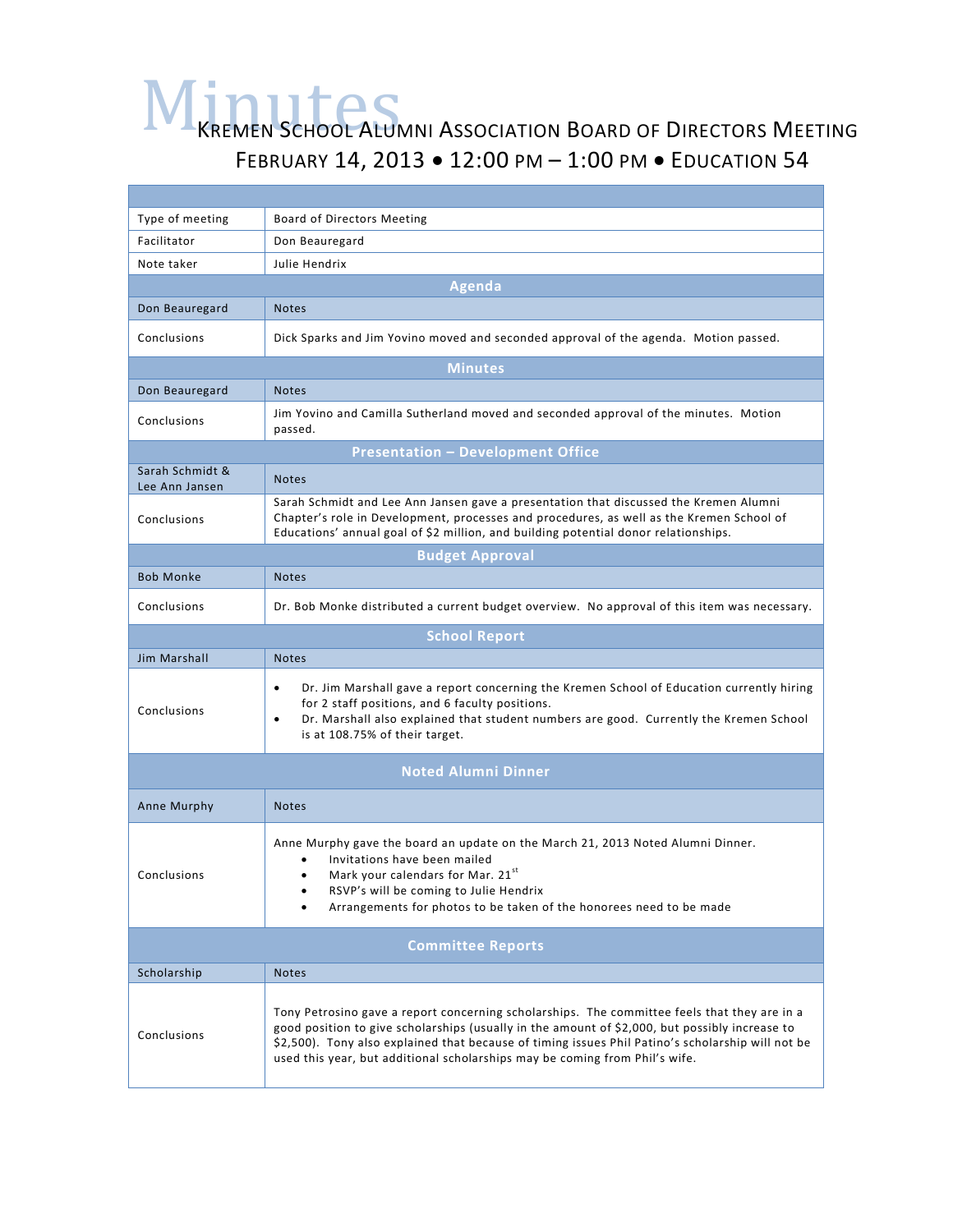# Minutes

## Kremen School Alumni Association Board of Directors Meeting

### February 14, 2013 • 12:00 PM – 1:00 PM • Education 54

| | |
|---|---|
| Type of meeting | Board of Directors Meeting |
| Facilitator | Don Beauregard |
| Note taker | Julie Hendrix |
| **Agenda** | |
| Don Beauregard | Notes |
| Conclusions | Dick Sparks and Jim Yovino moved and seconded approval of the agenda. Motion passed. |
| **Minutes** | |
| Don Beauregard | Notes |
| Conclusions | Jim Yovino and Camilla Sutherland moved and seconded approval of the minutes. Motion passed. |
| **Presentation – Development Office** | |
| Sarah Schmidt & Lee Ann Jansen | Notes |
| Conclusions | Sarah Schmidt and Lee Ann Jansen gave a presentation that discussed the Kremen Alumni Chapter's role in Development, processes and procedures, as well as the Kremen School of Educations' annual goal of $2 million, and building potential donor relationships. |
| **Budget Approval** | |
| Bob Monke | Notes |
| Conclusions | Dr. Bob Monke distributed a current budget overview. No approval of this item was necessary. |
| **School Report** | |
| Jim Marshall | Notes |
| Conclusions | • Dr. Jim Marshall gave a report concerning the Kremen School of Education currently hiring for 2 staff positions, and 6 faculty positions.<br>• Dr. Marshall also explained that student numbers are good. Currently the Kremen School is at 108.75% of their target. |
| **Noted Alumni Dinner** | |
| Anne Murphy | Notes |
| Conclusions | Anne Murphy gave the board an update on the March 21, 2013 Noted Alumni Dinner.<br>• Invitations have been mailed<br>• Mark your calendars for Mar. 21st<br>• RSVP's will be coming to Julie Hendrix<br>• Arrangements for photos to be taken of the honorees need to be made |
| **Committee Reports** | |
| Scholarship | Notes |
| Conclusions | Tony Petrosino gave a report concerning scholarships. The committee feels that they are in a good position to give scholarships (usually in the amount of $2,000, but possibly increase to $2,500). Tony also explained that because of timing issues Phil Patino's scholarship will not be used this year, but additional scholarships may be coming from Phil's wife. |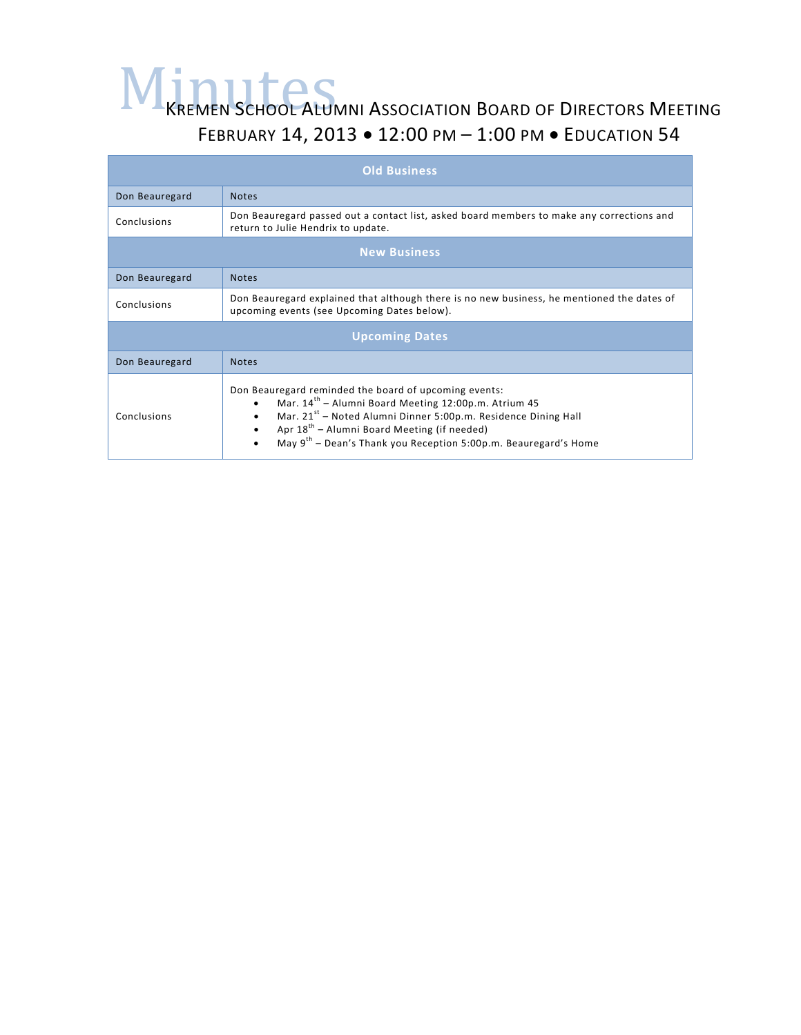# Minutes

## Kremen School Alumni Association Board of Directors Meeting

### February 14, 2013 • 12:00 PM – 1:00 PM • Education 54

| Old Business | |
|---|---|
| Don Beauregard | Notes |
| Conclusions | Don Beauregard passed out a contact list, asked board members to make any corrections and return to Julie Hendrix to update. |

| New Business | |
|---|---|
| Don Beauregard | Notes |
| Conclusions | Don Beauregard explained that although there is no new business, he mentioned the dates of upcoming events (see Upcoming Dates below). |

| Upcoming Dates | |
|---|---|
| Don Beauregard | Notes |
| Conclusions | Don Beauregard reminded the board of upcoming events:<br>• Mar. 14th – Alumni Board Meeting 12:00p.m. Atrium 45<br>• Mar. 21st – Noted Alumni Dinner 5:00p.m. Residence Dining Hall<br>• Apr 18th – Alumni Board Meeting (if needed)<br>• May 9th – Dean's Thank you Reception 5:00p.m. Beauregard's Home |